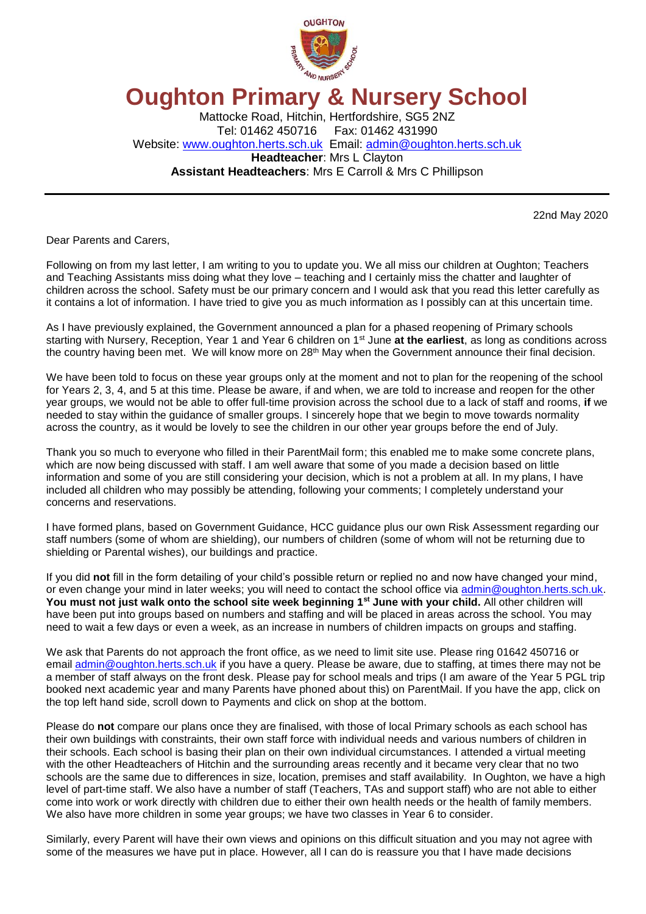# Oughton Primary & Nursery School

Mattocke Road, Hitchin, Hertfordshire, SG5 2NZ
Tel: 01462 450716    Fax: 01462 431990
Website: [www.oughton.herts.sch.uk](http://www.oughton.herts.sch.uk)  Email: [admin@oughton.herts.sch.uk](mailto:admin@oughton.herts.sch.uk)
**Headteacher**: Mrs L Clayton
**Assistant Headteachers**: Mrs E Carroll & Mrs C Phillipson

---

22nd May 2020

Dear Parents and Carers,

Following on from my last letter, I am writing to you to update you. We all miss our children at Oughton; Teachers and Teaching Assistants miss doing what they love – teaching and I certainly miss the chatter and laughter of children across the school. Safety must be our primary concern and I would ask that you read this letter carefully as it contains a lot of information. I have tried to give you as much information as I possibly can at this uncertain time.

As I have previously explained, the Government announced a plan for a phased reopening of Primary schools starting with Nursery, Reception, Year 1 and Year 6 children on 1st June **at the earliest**, as long as conditions across the country having been met. We will know more on 28th May when the Government announce their final decision.

We have been told to focus on these year groups only at the moment and not to plan for the reopening of the school for Years 2, 3, 4, and 5 at this time. Please be aware, if and when, we are told to increase and reopen for the other year groups, we would not be able to offer full-time provision across the school due to a lack of staff and rooms, **if** we needed to stay within the guidance of smaller groups. I sincerely hope that we begin to move towards normality across the country, as it would be lovely to see the children in our other year groups before the end of July.

Thank you so much to everyone who filled in their ParentMail form; this enabled me to make some concrete plans, which are now being discussed with staff. I am well aware that some of you made a decision based on little information and some of you are still considering your decision, which is not a problem at all. In my plans, I have included all children who may possibly be attending, following your comments; I completely understand your concerns and reservations.

I have formed plans, based on Government Guidance, HCC guidance plus our own Risk Assessment regarding our staff numbers (some of whom are shielding), our numbers of children (some of whom will not be returning due to shielding or Parental wishes), our buildings and practice.

If you did **not** fill in the form detailing of your child's possible return or replied no and now have changed your mind, or even change your mind in later weeks; you will need to contact the school office via [admin@oughton.herts.sch.uk](mailto:admin@oughton.herts.sch.uk). **You must not just walk onto the school site week beginning 1st June with your child.** All other children will have been put into groups based on numbers and staffing and will be placed in areas across the school. You may need to wait a few days or even a week, as an increase in numbers of children impacts on groups and staffing.

We ask that Parents do not approach the front office, as we need to limit site use. Please ring 01642 450716 or email [admin@oughton.herts.sch.uk](mailto:admin@oughton.herts.sch.uk) if you have a query. Please be aware, due to staffing, at times there may not be a member of staff always on the front desk. Please pay for school meals and trips (I am aware of the Year 5 PGL trip booked next academic year and many Parents have phoned about this) on ParentMail. If you have the app, click on the top left hand side, scroll down to Payments and click on shop at the bottom.

Please do **not** compare our plans once they are finalised, with those of local Primary schools as each school has their own buildings with constraints, their own staff force with individual needs and various numbers of children in their schools. Each school is basing their plan on their own individual circumstances. I attended a virtual meeting with the other Headteachers of Hitchin and the surrounding areas recently and it became very clear that no two schools are the same due to differences in size, location, premises and staff availability. In Oughton, we have a high level of part-time staff. We also have a number of staff (Teachers, TAs and support staff) who are not able to either come into work or work directly with children due to either their own health needs or the health of family members. We also have more children in some year groups; we have two classes in Year 6 to consider.

Similarly, every Parent will have their own views and opinions on this difficult situation and you may not agree with some of the measures we have put in place. However, all I can do is reassure you that I have made decisions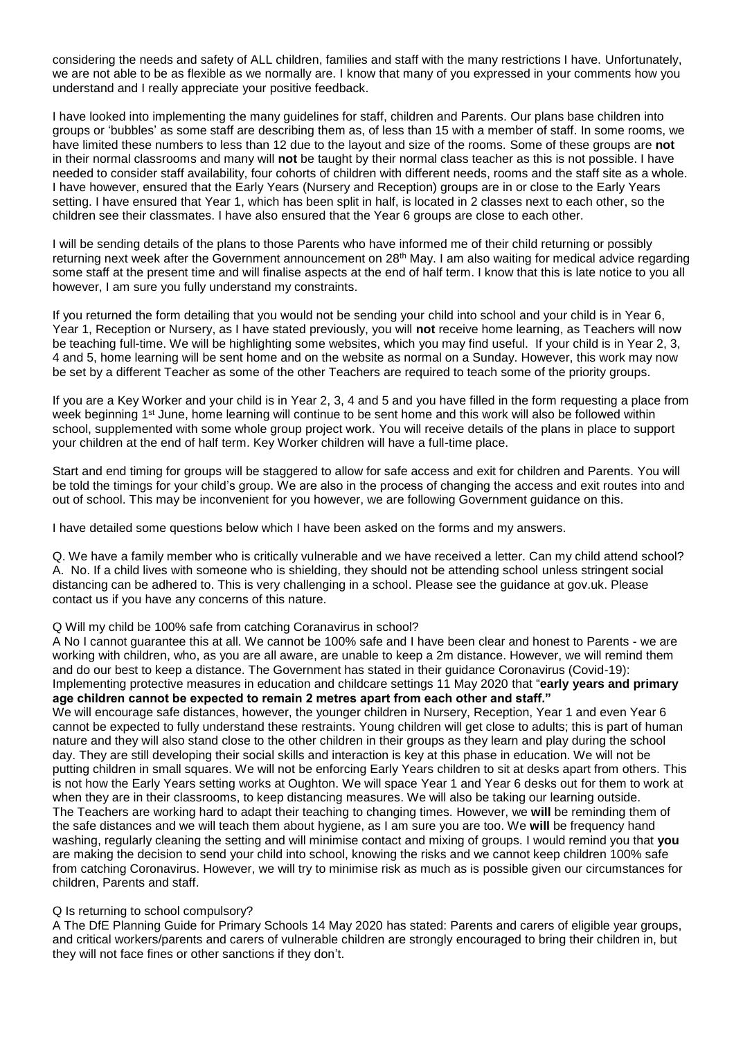considering the needs and safety of ALL children, families and staff with the many restrictions I have. Unfortunately, we are not able to be as flexible as we normally are. I know that many of you expressed in your comments how you understand and I really appreciate your positive feedback.

I have looked into implementing the many guidelines for staff, children and Parents. Our plans base children into groups or 'bubbles' as some staff are describing them as, of less than 15 with a member of staff. In some rooms, we have limited these numbers to less than 12 due to the layout and size of the rooms. Some of these groups are **not** in their normal classrooms and many will **not** be taught by their normal class teacher as this is not possible. I have needed to consider staff availability, four cohorts of children with different needs, rooms and the staff site as a whole. I have however, ensured that the Early Years (Nursery and Reception) groups are in or close to the Early Years setting. I have ensured that Year 1, which has been split in half, is located in 2 classes next to each other, so the children see their classmates. I have also ensured that the Year 6 groups are close to each other.

I will be sending details of the plans to those Parents who have informed me of their child returning or possibly returning next week after the Government announcement on 28th May. I am also waiting for medical advice regarding some staff at the present time and will finalise aspects at the end of half term. I know that this is late notice to you all however, I am sure you fully understand my constraints.

If you returned the form detailing that you would not be sending your child into school and your child is in Year 6, Year 1, Reception or Nursery, as I have stated previously, you will **not** receive home learning, as Teachers will now be teaching full-time. We will be highlighting some websites, which you may find useful. If your child is in Year 2, 3, 4 and 5, home learning will be sent home and on the website as normal on a Sunday. However, this work may now be set by a different Teacher as some of the other Teachers are required to teach some of the priority groups.

If you are a Key Worker and your child is in Year 2, 3, 4 and 5 and you have filled in the form requesting a place from week beginning 1st June, home learning will continue to be sent home and this work will also be followed within school, supplemented with some whole group project work. You will receive details of the plans in place to support your children at the end of half term. Key Worker children will have a full-time place.

Start and end timing for groups will be staggered to allow for safe access and exit for children and Parents. You will be told the timings for your child's group. We are also in the process of changing the access and exit routes into and out of school. This may be inconvenient for you however, we are following Government guidance on this.

I have detailed some questions below which I have been asked on the forms and my answers.

Q. We have a family member who is critically vulnerable and we have received a letter. Can my child attend school?
A. No. If a child lives with someone who is shielding, they should not be attending school unless stringent social distancing can be adhered to. This is very challenging in a school. Please see the guidance at gov.uk. Please contact us if you have any concerns of this nature.

Q Will my child be 100% safe from catching Coronavirus in school?
A No I cannot guarantee this at all. We cannot be 100% safe and I have been clear and honest to Parents - we are working with children, who, as you are all aware, are unable to keep a 2m distance. However, we will remind them and do our best to keep a distance. The Government has stated in their guidance Coronavirus (Covid-19): Implementing protective measures in education and childcare settings 11 May 2020 that "**early years and primary age children cannot be expected to remain 2 metres apart from each other and staff.**"
We will encourage safe distances, however, the younger children in Nursery, Reception, Year 1 and even Year 6 cannot be expected to fully understand these restraints. Young children will get close to adults; this is part of human nature and they will also stand close to the other children in their groups as they learn and play during the school day. They are still developing their social skills and interaction is key at this phase in education. We will not be putting children in small squares. We will not be enforcing Early Years children to sit at desks apart from others. This is not how the Early Years setting works at Oughton. We will space Year 1 and Year 6 desks out for them to work at when they are in their classrooms, to keep distancing measures. We will also be taking our learning outside.
The Teachers are working hard to adapt their teaching to changing times. However, we **will** be reminding them of the safe distances and we will teach them about hygiene, as I am sure you are too. We **will** be frequency hand washing, regularly cleaning the setting and will minimise contact and mixing of groups. I would remind you that **you** are making the decision to send your child into school, knowing the risks and we cannot keep children 100% safe from catching Coronavirus. However, we will try to minimise risk as much as is possible given our circumstances for children, Parents and staff.

Q Is returning to school compulsory?
A The DfE Planning Guide for Primary Schools 14 May 2020 has stated: Parents and carers of eligible year groups, and critical workers/parents and carers of vulnerable children are strongly encouraged to bring their children in, but they will not face fines or other sanctions if they don't.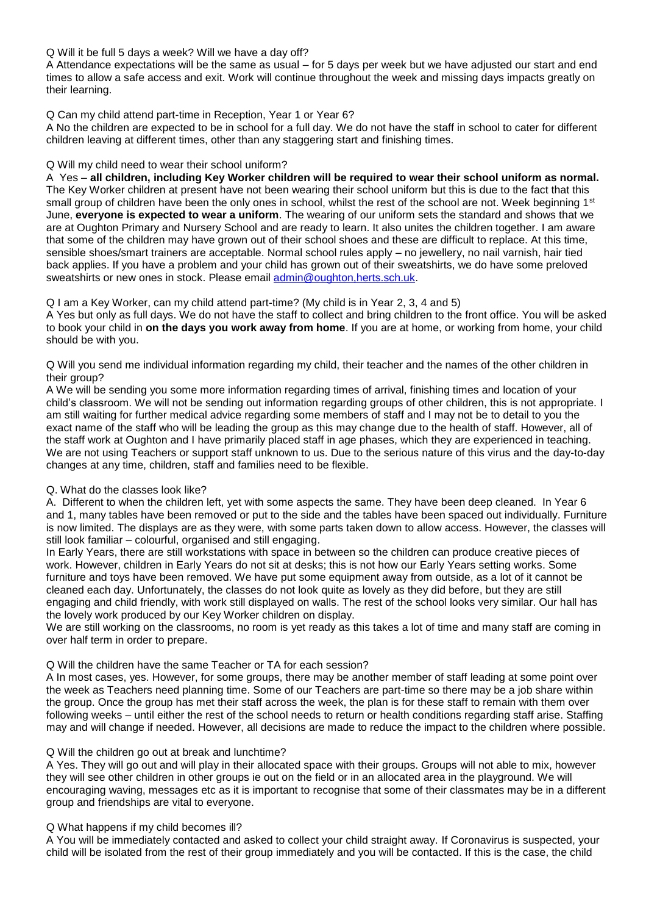Q Will it be full 5 days a week? Will we have a day off?

A Attendance expectations will be the same as usual – for 5 days per week but we have adjusted our start and end times to allow a safe access and exit. Work will continue throughout the week and missing days impacts greatly on their learning.

Q Can my child attend part-time in Reception, Year 1 or Year 6?

A No the children are expected to be in school for a full day. We do not have the staff in school to cater for different children leaving at different times, other than any staggering start and finishing times.

Q Will my child need to wear their school uniform?

A Yes – **all children, including Key Worker children will be required to wear their school uniform as normal.** The Key Worker children at present have not been wearing their school uniform but this is due to the fact that this small group of children have been the only ones in school, whilst the rest of the school are not. Week beginning 1st June, **everyone is expected to wear a uniform**. The wearing of our uniform sets the standard and shows that we are at Oughton Primary and Nursery School and are ready to learn. It also unites the children together. I am aware that some of the children may have grown out of their school shoes and these are difficult to replace. At this time, sensible shoes/smart trainers are acceptable. Normal school rules apply – no jewellery, no nail varnish, hair tied back applies. If you have a problem and your child has grown out of their sweatshirts, we do have some preloved sweatshirts or new ones in stock. Please email admin@oughton,herts.sch.uk.

Q I am a Key Worker, can my child attend part-time? (My child is in Year 2, 3, 4 and 5)

A Yes but only as full days. We do not have the staff to collect and bring children to the front office. You will be asked to book your child in **on the days you work away from home**. If you are at home, or working from home, your child should be with you.

Q Will you send me individual information regarding my child, their teacher and the names of the other children in their group?

A We will be sending you some more information regarding times of arrival, finishing times and location of your child's classroom. We will not be sending out information regarding groups of other children, this is not appropriate. I am still waiting for further medical advice regarding some members of staff and I may not be to detail to you the exact name of the staff who will be leading the group as this may change due to the health of staff. However, all of the staff work at Oughton and I have primarily placed staff in age phases, which they are experienced in teaching. We are not using Teachers or support staff unknown to us. Due to the serious nature of this virus and the day-to-day changes at any time, children, staff and families need to be flexible.

Q. What do the classes look like?

A. Different to when the children left, yet with some aspects the same. They have been deep cleaned. In Year 6 and 1, many tables have been removed or put to the side and the tables have been spaced out individually. Furniture is now limited. The displays are as they were, with some parts taken down to allow access. However, the classes will still look familiar – colourful, organised and still engaging.

In Early Years, there are still workstations with space in between so the children can produce creative pieces of work. However, children in Early Years do not sit at desks; this is not how our Early Years setting works. Some furniture and toys have been removed. We have put some equipment away from outside, as a lot of it cannot be cleaned each day. Unfortunately, the classes do not look quite as lovely as they did before, but they are still engaging and child friendly, with work still displayed on walls. The rest of the school looks very similar. Our hall has the lovely work produced by our Key Worker children on display.

We are still working on the classrooms, no room is yet ready as this takes a lot of time and many staff are coming in over half term in order to prepare.

Q Will the children have the same Teacher or TA for each session?

A In most cases, yes. However, for some groups, there may be another member of staff leading at some point over the week as Teachers need planning time. Some of our Teachers are part-time so there may be a job share within the group. Once the group has met their staff across the week, the plan is for these staff to remain with them over following weeks – until either the rest of the school needs to return or health conditions regarding staff arise. Staffing may and will change if needed. However, all decisions are made to reduce the impact to the children where possible.

Q Will the children go out at break and lunchtime?

A Yes. They will go out and will play in their allocated space with their groups. Groups will not able to mix, however they will see other children in other groups ie out on the field or in an allocated area in the playground. We will encouraging waving, messages etc as it is important to recognise that some of their classmates may be in a different group and friendships are vital to everyone.

Q What happens if my child becomes ill?

A You will be immediately contacted and asked to collect your child straight away. If Coronavirus is suspected, your child will be isolated from the rest of their group immediately and you will be contacted. If this is the case, the child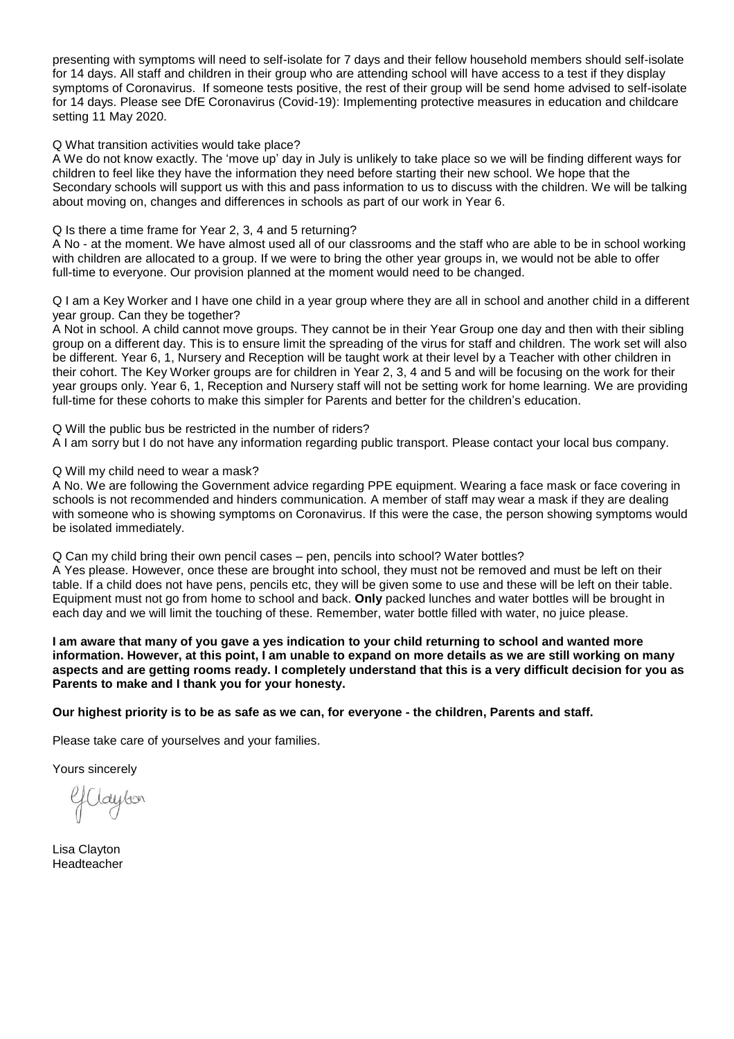presenting with symptoms will need to self-isolate for 7 days and their fellow household members should self-isolate for 14 days. All staff and children in their group who are attending school will have access to a test if they display symptoms of Coronavirus. If someone tests positive, the rest of their group will be send home advised to self-isolate for 14 days. Please see DfE Coronavirus (Covid-19): Implementing protective measures in education and childcare setting 11 May 2020.

Q What transition activities would take place?
A We do not know exactly. The 'move up' day in July is unlikely to take place so we will be finding different ways for children to feel like they have the information they need before starting their new school. We hope that the Secondary schools will support us with this and pass information to us to discuss with the children. We will be talking about moving on, changes and differences in schools as part of our work in Year 6.

Q Is there a time frame for Year 2, 3, 4 and 5 returning?
A No - at the moment. We have almost used all of our classrooms and the staff who are able to be in school working with children are allocated to a group. If we were to bring the other year groups in, we would not be able to offer full-time to everyone. Our provision planned at the moment would need to be changed.

Q I am a Key Worker and I have one child in a year group where they are all in school and another child in a different year group. Can they be together?
A Not in school. A child cannot move groups. They cannot be in their Year Group one day and then with their sibling group on a different day. This is to ensure limit the spreading of the virus for staff and children. The work set will also be different. Year 6, 1, Nursery and Reception will be taught work at their level by a Teacher with other children in their cohort. The Key Worker groups are for children in Year 2, 3, 4 and 5 and will be focusing on the work for their year groups only. Year 6, 1, Reception and Nursery staff will not be setting work for home learning. We are providing full-time for these cohorts to make this simpler for Parents and better for the children's education.

Q Will the public bus be restricted in the number of riders?
A I am sorry but I do not have any information regarding public transport. Please contact your local bus company.

Q Will my child need to wear a mask?
A No. We are following the Government advice regarding PPE equipment. Wearing a face mask or face covering in schools is not recommended and hinders communication. A member of staff may wear a mask if they are dealing with someone who is showing symptoms on Coronavirus. If this were the case, the person showing symptoms would be isolated immediately.

Q Can my child bring their own pencil cases – pen, pencils into school? Water bottles?
A Yes please. However, once these are brought into school, they must not be removed and must be left on their table. If a child does not have pens, pencils etc, they will be given some to use and these will be left on their table. Equipment must not go from home to school and back. **Only** packed lunches and water bottles will be brought in each day and we will limit the touching of these. Remember, water bottle filled with water, no juice please.

**I am aware that many of you gave a yes indication to your child returning to school and wanted more information. However, at this point, I am unable to expand on more details as we are still working on many aspects and are getting rooms ready. I completely understand that this is a very difficult decision for you as Parents to make and I thank you for your honesty.**

**Our highest priority is to be as safe as we can, for everyone - the children, Parents and staff.**

Please take care of yourselves and your families.

Yours sincerely

L Clayton

Lisa Clayton
Headteacher